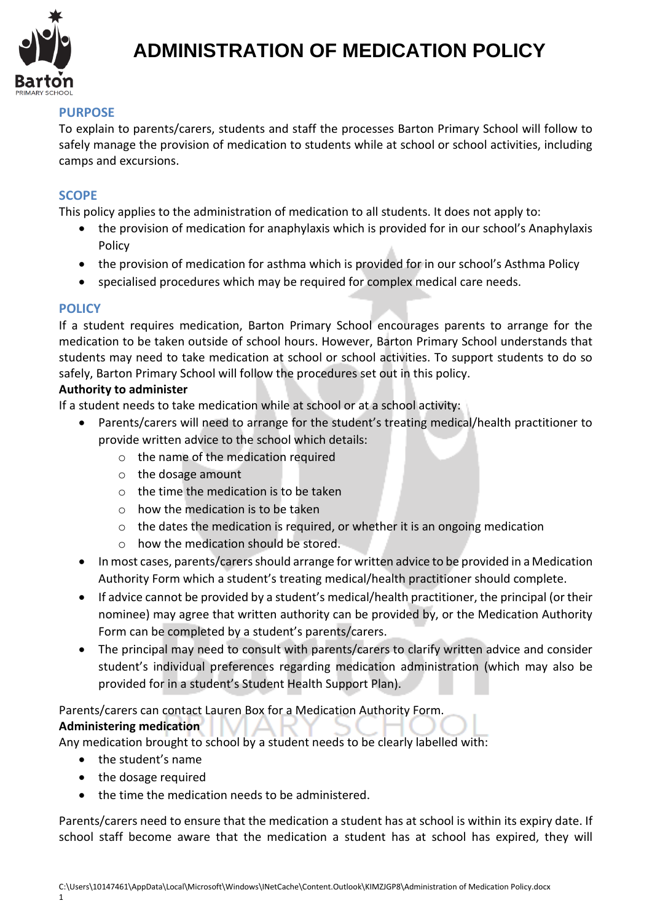# ADMINISTRATION OF MEDICATION POLICY

## PURPOSE

To explain to parents/carers, students and staff the processes Barton Primary School will follow to safely manage the provision of medication to students while at school or school activities, including camps and excursions.

## SCOPE

This policy applies to the administration of medication to all students. It does not apply to:

- the provision of medication for anaphylaxis which is provided for in our school's Anaphylaxis Policy
- the provision of medication for asthma which is provided for in our school's Asthma Policy
- specialised procedures which may be required for complex medical care needs.

## POLICY

If a student requires medication, Barton Primary School encourages parents to arrange for the medication to be taken outside of school hours. However, Barton Primary School understands that students may need to take medication at school or school activities. To support students to do so safely, Barton Primary School will follow the procedures set out in this policy.

**Authority to administer**

If a student needs to take medication while at school or at a school activity:

- Parents/carers will need to arrange for the student's treating medical/health practitioner to provide written advice to the school which details:
    - the name of the medication required
    - the dosage amount
    - the time the medication is to be taken
    - how the medication is to be taken
    - the dates the medication is required, or whether it is an ongoing medication
    - how the medication should be stored.
- In most cases, parents/carers should arrange for written advice to be provided in a Medication Authority Form which a student's treating medical/health practitioner should complete.
- If advice cannot be provided by a student's medical/health practitioner, the principal (or their nominee) may agree that written authority can be provided by, or the Medication Authority Form can be completed by a student's parents/carers.
- The principal may need to consult with parents/carers to clarify written advice and consider student's individual preferences regarding medication administration (which may also be provided for in a student's Student Health Support Plan).

Parents/carers can contact Lauren Box for a Medication Authority Form.

**Administering medication**

Any medication brought to school by a student needs to be clearly labelled with:

- the student's name
- the dosage required
- the time the medication needs to be administered.

Parents/carers need to ensure that the medication a student has at school is within its expiry date. If school staff become aware that the medication a student has at school has expired, they will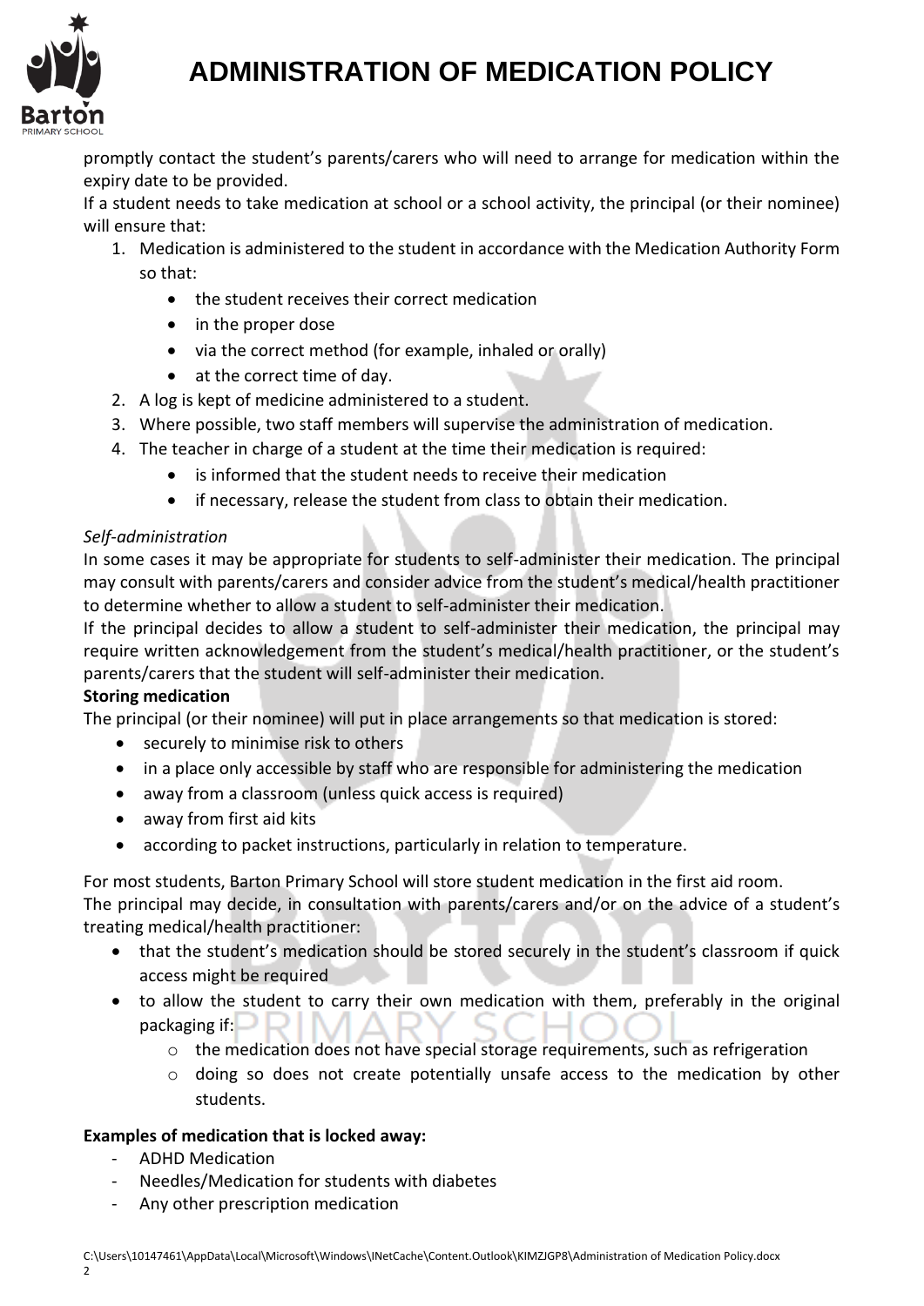promptly contact the student's parents/carers who will need to arrange for medication within the expiry date to be provided.

If a student needs to take medication at school or a school activity, the principal (or their nominee) will ensure that:

1. Medication is administered to the student in accordance with the Medication Authority Form so that:
   - the student receives their correct medication
   - in the proper dose
   - via the correct method (for example, inhaled or orally)
   - at the correct time of day.
2. A log is kept of medicine administered to a student.
3. Where possible, two staff members will supervise the administration of medication.
4. The teacher in charge of a student at the time their medication is required:
   - is informed that the student needs to receive their medication
   - if necessary, release the student from class to obtain their medication.

*Self-administration*

In some cases it may be appropriate for students to self-administer their medication. The principal may consult with parents/carers and consider advice from the student's medical/health practitioner to determine whether to allow a student to self-administer their medication.

If the principal decides to allow a student to self-administer their medication, the principal may require written acknowledgement from the student's medical/health practitioner, or the student's parents/carers that the student will self-administer their medication.

**Storing medication**

The principal (or their nominee) will put in place arrangements so that medication is stored:

- securely to minimise risk to others
- in a place only accessible by staff who are responsible for administering the medication
- away from a classroom (unless quick access is required)
- away from first aid kits
- according to packet instructions, particularly in relation to temperature.

For most students, Barton Primary School will store student medication in the first aid room.

The principal may decide, in consultation with parents/carers and/or on the advice of a student's treating medical/health practitioner:

- that the student's medication should be stored securely in the student's classroom if quick access might be required
- to allow the student to carry their own medication with them, preferably in the original packaging if:
  - the medication does not have special storage requirements, such as refrigeration
  - doing so does not create potentially unsafe access to the medication by other students.

**Examples of medication that is locked away:**

- ADHD Medication
- Needles/Medication for students with diabetes
- Any other prescription medication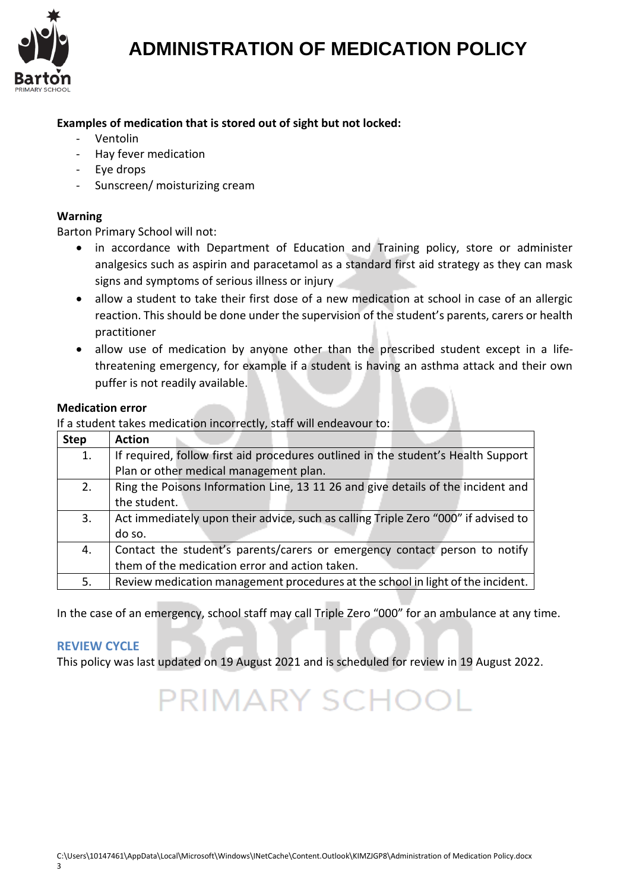**Examples of medication that is stored out of sight but not locked:**

- Ventolin
- Hay fever medication
- Eye drops
- Sunscreen/ moisturizing cream

**Warning**

Barton Primary School will not:

- in accordance with Department of Education and Training policy, store or administer analgesics such as aspirin and paracetamol as a standard first aid strategy as they can mask signs and symptoms of serious illness or injury
- allow a student to take their first dose of a new medication at school in case of an allergic reaction. This should be done under the supervision of the student's parents, carers or health practitioner
- allow use of medication by anyone other than the prescribed student except in a life-threatening emergency, for example if a student is having an asthma attack and their own puffer is not readily available.

**Medication error**

If a student takes medication incorrectly, staff will endeavour to:

| Step | Action |
|---|---|
| 1. | If required, follow first aid procedures outlined in the student's Health Support Plan or other medical management plan. |
| 2. | Ring the Poisons Information Line, 13 11 26 and give details of the incident and the student. |
| 3. | Act immediately upon their advice, such as calling Triple Zero "000" if advised to do so. |
| 4. | Contact the student's parents/carers or emergency contact person to notify them of the medication error and action taken. |
| 5. | Review medication management procedures at the school in light of the incident. |

In the case of an emergency, school staff may call Triple Zero "000" for an ambulance at any time.

## REVIEW CYCLE

This policy was last updated on 19 August 2021 and is scheduled for review in 19 August 2022.